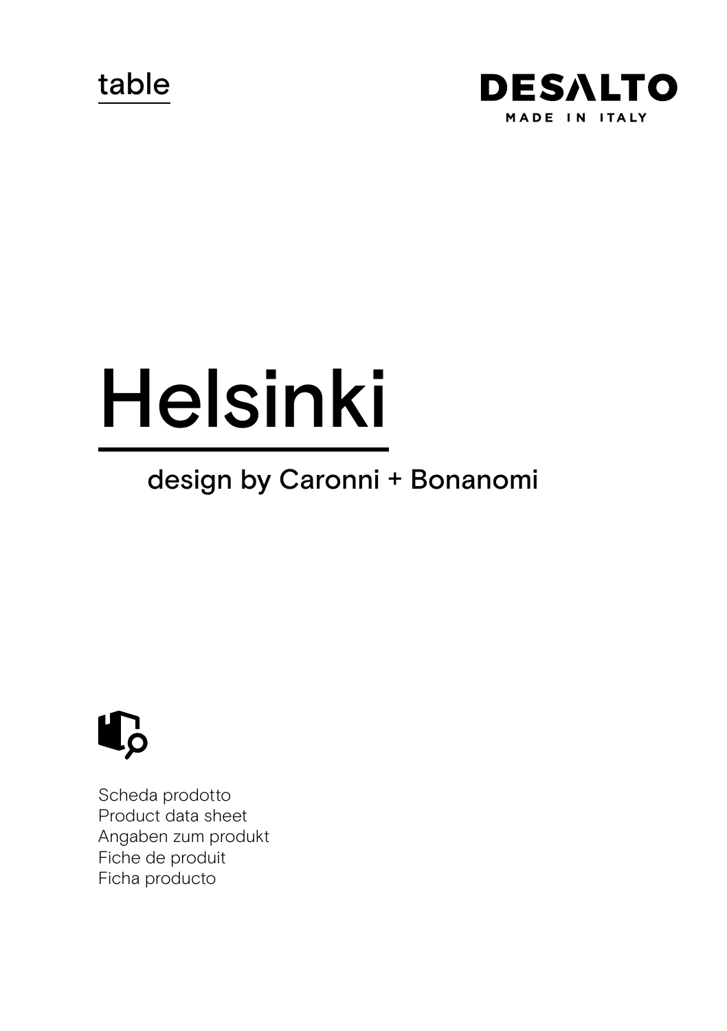table

DESALTO
MADE IN ITALY

# Helsinki

design by Caronni + Bonanomi

Scheda prodotto
Product data sheet
Angaben zum produkt
Fiche de produit
Ficha producto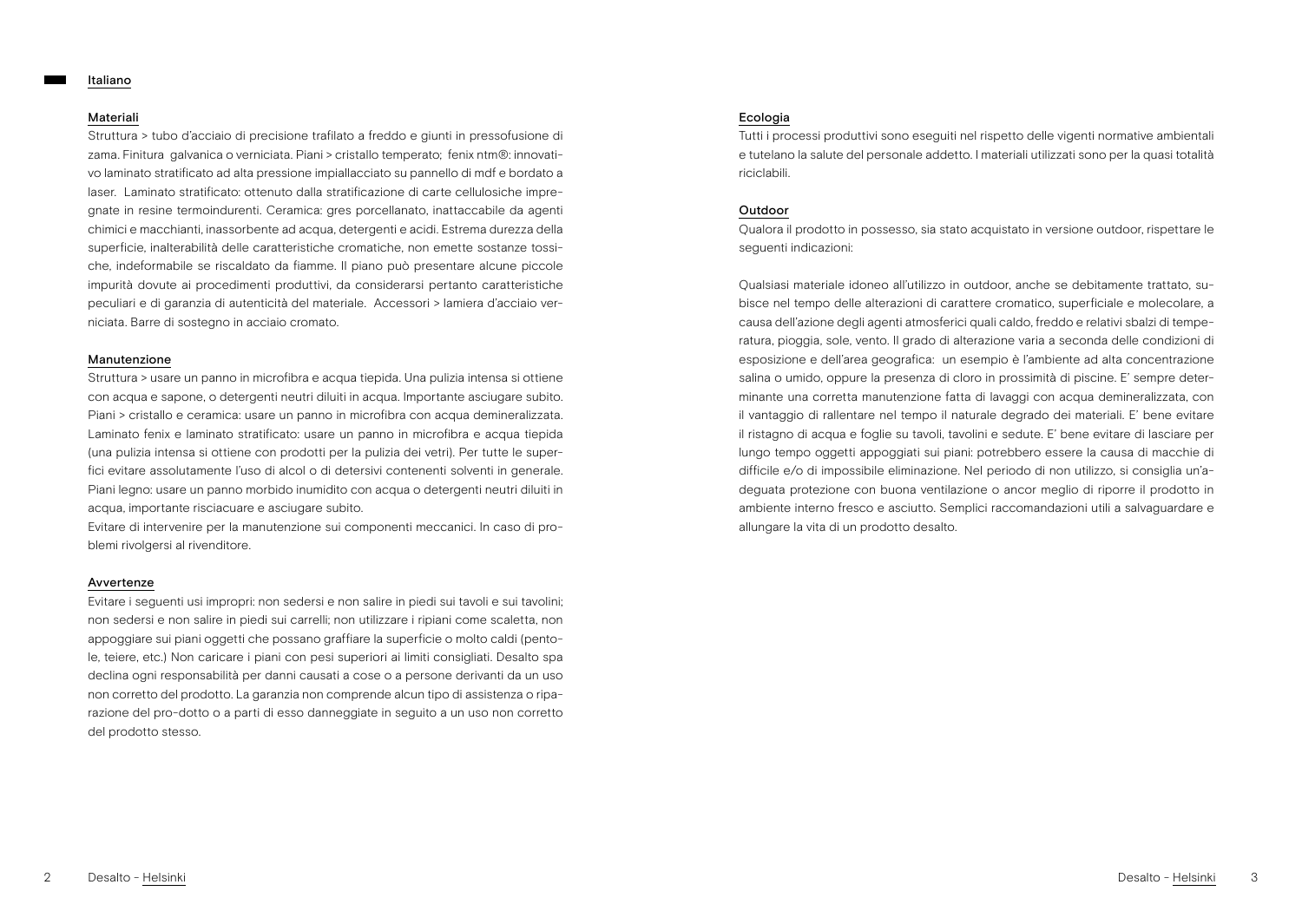## Italiano

### Materiali

Struttura > tubo d'acciaio di precisione trafilato a freddo e giunti in pressofusione di zama. Finitura galvanica o verniciata. Piani > cristallo temperato; fenix ntm®: innovativo laminato stratificato ad alta pressione impiallacciato su pannello di mdf e bordato a laser. Laminato stratificato: ottenuto dalla stratificazione di carte cellulosiche impregnate in resine termoindurenti. Ceramica: gres porcellanato, inattaccabile da agenti chimici e macchianti, inassorbente ad acqua, detergenti e acidi. Estrema durezza della superficie, inalterabilità delle caratteristiche cromatiche, non emette sostanze tossiche, indeformabile se riscaldato da fiamme. Il piano può presentare alcune piccole impurità dovute ai procedimenti produttivi, da considerarsi pertanto caratteristiche peculiari e di garanzia di autenticità del materiale. Accessori > lamiera d'acciaio verniciata. Barre di sostegno in acciaio cromato.

### Manutenzione

Struttura > usare un panno in microfibra e acqua tiepida. Una pulizia intensa si ottiene con acqua e sapone, o detergenti neutri diluiti in acqua. Importante asciugare subito. Piani > cristallo e ceramica: usare un panno in microfibra con acqua demineralizzata. Laminato fenix e laminato stratificato: usare un panno in microfibra e acqua tiepida (una pulizia intensa si ottiene con prodotti per la pulizia dei vetri). Per tutte le superfici evitare assolutamente l'uso di alcol o di detersivi contenenti solventi in generale. Piani legno: usare un panno morbido inumidito con acqua o detergenti neutri diluiti in acqua, importante risciacuare e asciugare subito.

Evitare di intervenire per la manutenzione sui componenti mеccanici. In caso di problemi rivolgersi al rivenditore.

### Avvertenze

Evitare i seguenti usi impropri: non sedersi e non salire in piedi sui tavoli e sui tavolini; non sedersi e non salire in piedi sui carrelli; non utilizzare i ripiani come scaletta, non appoggiare sui piani oggetti che possano graffiare la superficie o molto caldi (pentole, teiere, etc.) Non caricare i piani con pesi superiori ai limiti consigliati. Desalto spa declina ogni responsabilità per danni causati a cose o a persone derivanti da un uso non corretto del prodotto. La garanzia non comprende alcun tipo di assistenza o riparazione del pro-dotto o a parti di esso danneggiate in seguito a un uso non corretto del prodotto stesso.

### Ecologia

Tutti i processi produttivi sono eseguiti nel rispetto delle vigenti normative ambientali e tutelano la salute del personale addetto. I materiali utilizzati sono per la quasi totalità riciclabili.

### Outdoor

Qualora il prodotto in possesso, sia stato acquistato in versione outdoor, rispettare le seguenti indicazioni:

Qualsiasi materiale idoneo all'utilizzo in outdoor, anche se debitamente trattato, subisce nel tempo delle alterazioni di carattere cromatico, superficiale e molecolare, a causa dell'azione degli agenti atmosferici quali caldo, freddo e relativi sbalzi di temperatura, pioggia, sole, vento. Il grado di alterazione varia a seconda delle condizioni di esposizione e dell'area geografica: un esempio è l'ambiente ad alta concentrazione salina o umido, oppure la presenza di cloro in prossimità di piscine. E' sempre determinante una corretta manutenzione fatta di lavaggi con acqua demineralizzata, con il vantaggio di rallentare nel tempo il naturale degrado dei materiali. E' bene evitare il ristagno di acqua e foglie su tavoli, tavolini e sedute. E' bene evitare di lasciare per lungo tempo oggetti appoggiati sui piani: potrebbero essere la causa di macchie di difficile e/o di impossibile eliminazione. Nel periodo di non utilizzo, si consiglia un'adeguata protezione con buona ventilazione o ancor meglio di riporre il prodotto in ambiente interno fresco e asciutto. Semplici raccomandazioni utili a salvaguardare e allungare la vita di un prodotto desalto.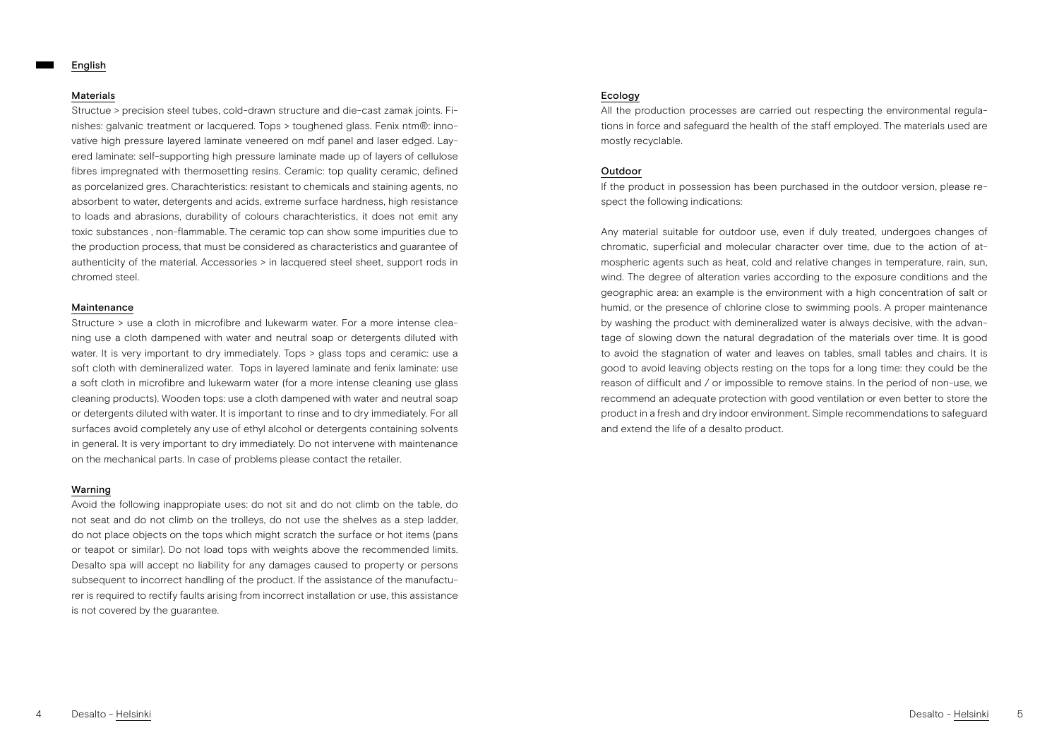## English

### Materials

Structue > precision steel tubes, cold-drawn structure and die-cast zamak joints. Finishes: galvanic treatment or lacquered. Tops > toughened glass. Fenix ntm®: innovative high pressure layered laminate veneered on mdf panel and laser edged. Layered laminate: self-supporting high pressure laminate made up of layers of cellulose fibres impregnated with thermosetting resins. Ceramic: top quality ceramic, defined as porcelanized gres. Charachteristics: resistant to chemicals and staining agents, no absorbent to water, detergents and acids, extreme surface hardness, high resistance to loads and abrasions, durability of colours charachteristics, it does not emit any toxic substances , non-flammable. The ceramic top can show some impurities due to the production process, that must be considered as characteristics and guarantee of authenticity of the material. Accessories > in lacquered steel sheet, support rods in chromed steel.

### Maintenance

Structure > use a cloth in microfibre and lukewarm water. For a more intense cleaning use a cloth dampened with water and neutral soap or detergents diluted with water. It is very important to dry immediately. Tops > glass tops and ceramic: use a soft cloth with demineralized water. Tops in layered laminate and fenix laminate: use a soft cloth in microfibre and lukewarm water (for a more intense cleaning use glass cleaning products). Wooden tops: use a cloth dampened with water and neutral soap or detergents diluted with water. It is important to rinse and to dry immediately. For all surfaces avoid completely any use of ethyl alcohol or detergents containing solvents in general. It is very important to dry immediately. Do not intervene with maintenance on the mechanical parts. In case of problems please contact the retailer.

### Warning

Avoid the following inappropiate uses: do not sit and do not climb on the table, do not seat and do not climb on the trolleys, do not use the shelves as a step ladder, do not place objects on the tops which might scratch the surface or hot items (pans or teapot or similar). Do not load tops with weights above the recommended limits. Desalto spa will accept no liability for any damages caused to property or persons subsequent to incorrect handling of the product. If the assistance of the manufacturer is required to rectify faults arising from incorrect installation or use, this assistance is not covered by the guarantee.

### Ecology

All the production processes are carried out respecting the environmental regulations in force and safeguard the health of the staff employed. The materials used are mostly recyclable.

### Outdoor

If the product in possession has been purchased in the outdoor version, please respect the following indications:

Any material suitable for outdoor use, even if duly treated, undergoes changes of chromatic, superficial and molecular character over time, due to the action of atmospheric agents such as heat, cold and relative changes in temperature, rain, sun, wind. The degree of alteration varies according to the exposure conditions and the geographic area: an example is the environment with a high concentration of salt or humid, or the presence of chlorine close to swimming pools. A proper maintenance by washing the product with demineralized water is always decisive, with the advantage of slowing down the natural degradation of the materials over time. It is good to avoid the stagnation of water and leaves on tables, small tables and chairs. It is good to avoid leaving objects resting on the tops for a long time: they could be the reason of difficult and / or impossible to remove stains. In the period of non-use, we recommend an adequate protection with good ventilation or even better to store the product in a fresh and dry indoor environment. Simple recommendations to safeguard and extend the life of a desalto product.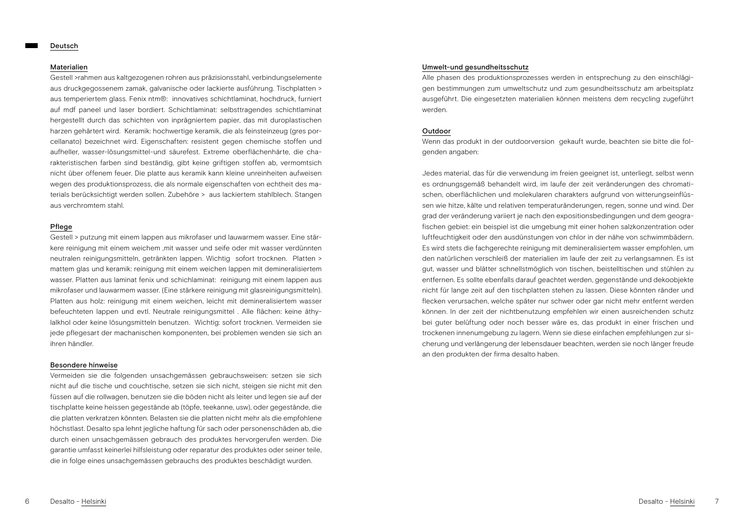## Deutsch

### Materialien

Gestell >rahmen aus kaltgezogenen rohren aus präzisionsstahl, verbindungselemente aus druckgegossenem zamak, galvanische oder lackierte ausführung. Tischplatten > aus temperiertem glass. Fenix ntm®: innovatives schichtlaminat, hochdruck, furniert auf mdf paneel und laser bordiert. Schichtlaminat: selbsttragendes schichtlaminat hergestellt durch das schichten von inprägniertem papier, das mit duroplastischen harzen gehärtert wird. Keramik: hochwertige keramik, die als feinsteinzeug (gres porcellanato) bezeichnet wird. Eigenschaften: resistent gegen chemische stoffen und aufheller, wasser-lösungsmittel-und säurefest. Extreme oberflächenhärte, die charakteristischen farben sind beständig, gibt keine griftigen stoffen ab, vermomtsich nicht über offenem feuer. Die platte aus keramik kann kleine unreinheiten aufweisen wegen des produktionsprozess, die als normale eigenschaften von echtheit des materials berücksichtigt werden sollen. Zubehöre > aus lackiertem stahlblech. Stangen aus verchromtem stahl.

### Pflege

Gestell > putzung mit einem lappen aus mikrofaser und lauwarmem wasser. Eine stärkere reinigung mit einem weichem ,mit wasser und seife oder mit wasser verdünnten neutralen reinigungsmitteln, getränkten lappen. Wichtig sofort trocknen. Platten > mattem glas und keramik: reinigung mit einem weichen lappen mit demineralisiertem wasser. Platten aus laminat fenix und schichlaminat: reinigung mit einem lappen aus mikrofaser und lauwarmem wasser. (Eine stärkere reinigung mit glasreinigungsmitteln). Platten aus holz: reinigung mit einem weichen, leicht mit demineralisiertem wasser befeuchteten lappen und evtl. Neutrale reinigungsmittel . Alle flächen: keine äthylalkhol oder keine lösungsmitteln benutzen. Wichtig: sofort trocknen. Vermeiden sie jede pflegesart der machanischen komponenten, bei problemen wenden sie sich an ihren händler.

### Besondere hinweise

Vermeiden sie die folgenden unsachgemässen gebrauchsweisen: setzen sie sich nicht auf die tische und couchtische, setzen sie sich nicht, steigen sie nicht mit den füssen auf die rollwagen, benutzen sie die böden nicht als leiter und legen sie auf der tischplatte keine heissen gegenstände ab (töpfe, teekanne, usw), oder gegenstände, die die platten verkratzen könnten. Belasten sie die platten nicht mehr als die empfohlene höchstlast. Desalto spa lehnt jegliche haftung für sach oder personenschäden ab, die durch einen unsachgemässen gebrauch des produktes hervorgerufen werden. Die garantie umfasst keinerlei hilfsleistung oder reparatur des produktes oder seiner teile, die in folge eines unsachgemässen gebrauchs des produktes beschädigt wurden.

### Umwelt-und gesundheitsschutz

Alle phasen des produktionsprozesses werden in entsprechung zu den einschlägigen bestimmungen zum umweltschutz und zum gesundheitsschutz am arbeitsplatz ausgeführt. Die eingesetzten materialien können meistens dem recycling zugeführt werden.

### Outdoor

Wenn das produkt in der outdoorversion gekauft wurde, beachten sie bitte die folgenden angaben:

Jedes material, das für die verwendung im freien geeignet ist, unterliegt, selbst wenn es ordnungsgemäß behandelt wird, im laufe der zeit veränderungen des chromatischen, oberflächlichen und molekularen charakters aufgrund von witterungseinflüssen wie hitze, kälte und relativen temperaturänderungen, regen, sonne und wind. Der grad der veränderung variiert je nach den expositionsbedingungen und dem geografischen gebiet: ein beispiel ist die umgebung mit einer hohen salzkonzentration oder luftfeuchtigkeit oder den ausdünstungen von chlor in der nähe von schwimmbädern. Es wird stets die fachgerechte reinigung mit demineralisiertem wasser empfohlen, um den natürlichen verschleiß der materialien im laufe der zeit zu verlangsamnen. Es ist gut, wasser und blätter schnellstmöglich von tischen, beistelltischen und stühlen zu entfernen. Es sollte ebenfalls darauf geachtet werden, gegenstände und dekoobjekte nicht für lange zeit auf den tischplatten stehen zu lassen. Diese könnten ränder und flecken verursachen, welche später nur schwer oder gar nicht mehr entfernt werden können. In der zeit der nichtbenutzung empfehlen wir einen ausreichenden schutz bei guter belüftung oder noch besser wäre es, das produkt in einer frischen und trockenen innenumgebung zu lagern. Wenn sie diese einfachen empfehlungen zur sicherung und verlängerung der lebensdauer beachten, werden sie noch länger freude an den produkten der firma desalto haben.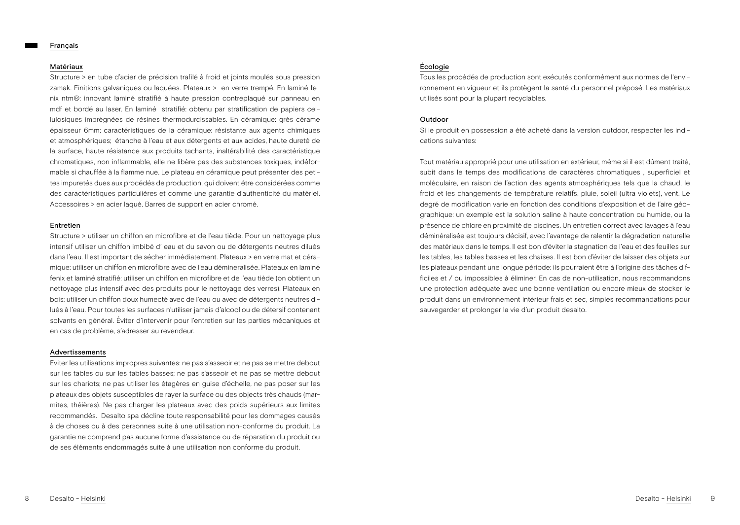# Français

## Matériaux

Structure > en tube d'acier de précision trafilé à froid et joints moulés sous pression zamak. Finitions galvaniques ou laquées. Plateaux > en verre trempé. En laminé fenix ntm®: innovant laminé stratifié à haute pression contreplaqué sur panneau en mdf et bordé au laser. En laminé stratifié: obtenu par stratification de papiers cellulosiques imprégnées de résines thermodurcissables. En céramique: grès cérame épaisseur 6mm; caractéristiques de la céramique: résistante aux agents chimiques et atmosphériques; étanche à l'eau et aux détergents et aux acides, haute dureté de la surface, haute résistance aux produits tachants, inaltérabilité des caractéristique chromatiques, non inflammable, elle ne libère pas des substances toxiques, indéformable si chauffée à la flamme nue. Le plateau en céramique peut présenter des petites impuretés dues aux procédés de production, qui doivent être considérées comme des caractéristiques particulières et comme une garantie d'authenticité du matériel. Accessoires > en acier laqué. Barres de support en acier chromé.

## Entretien

Structure > utiliser un chiffon en microfibre et de l'eau tiède. Pour un nettoyage plus intensif utiliser un chiffon imbibé d' eau et du savon ou de détergents neutres dilués dans l'eau. Il est important de sécher immédiatement. Plateaux > en verre mat et céramique: utiliser un chiffon en microfibre avec de l'eau démineralisée. Plateaux en laminé fenix et laminé stratifié: utiliser un chiffon en microfibre et de l'eau tiède (on obtient un nettoyage plus intensif avec des produits pour le nettoyage des verres). Plateaux en bois: utiliser un chiffon doux humecté avec de l'eau ou avec de détergents neutres dilués à l'eau. Pour toutes les surfaces n'utiliser jamais d'alcool ou de détersif contenant solvants en général. Éviter d'intervenir pour l'entretien sur les parties mécaniques et en cas de problème, s'adresser au revendeur.

## Advertissements

Eviter les utilisations impropres suivantes: ne pas s'asseoir et ne pas se mettre debout sur les tables ou sur les tables basses; ne pas s'asseoir et ne pas se mettre debout sur les chariots; ne pas utiliser les étagères en guise d'échelle, ne pas poser sur les plateaux des objets susceptibles de rayer la surface ou des objects très chauds (marmites, théières). Ne pas charger les plateaux avec des poids supérieurs aux limites recommandés. Desalto spa décline toute responsabilité pour les dommages causés à de choses ou à des personnes suite à une utilisation non-conforme du produit. La garantie ne comprend pas aucune forme d'assistance ou de réparation du produit ou de ses éléments endommagés suite à une utilisation non conforme du produit.

## Écologie

Tous les procédés de production sont exécutés conformément aux normes de l'environnement en vigueur et ils protègent la santé du personnel préposé. Les matériaux utilisés sont pour la plupart recyclables.

## Outdoor

Si le produit en possession a été acheté dans la version outdoor, respecter les indications suivantes:

Tout matériau approprié pour une utilisation en extérieur, même si il est dûment traité, subit dans le temps des modifications de caractères chromatiques , superficiel et moléculaire, en raison de l'action des agents atmosphériques tels que la chaud, le froid et les changements de température relatifs, pluie, soleil (ultra violets), vent. Le degré de modification varie en fonction des conditions d'exposition et de l'aire géographique: un exemple est la solution saline à haute concentration ou humide, ou la présence de chlore en proximité de piscines. Un entretien correct avec lavages à l'eau déminéralisée est toujours décisif, avec l'avantage de ralentir la dégradation naturelle des matériaux dans le temps. Il est bon d'éviter la stagnation de l'eau et des feuilles sur les tables, les tables basses et les chaises. Il est bon d'éviter de laisser des objets sur les plateaux pendant une longue période: ils pourraient être à l'origine des tâches difficiles et / ou impossibles à éliminer. En cas de non-utilisation, nous recommandons une protection adéquate avec une bonne ventilation ou encore mieux de stocker le produit dans un environnement intérieur frais et sec, simples recommandations pour sauvegarder et prolonger la vie d'un produit desalto.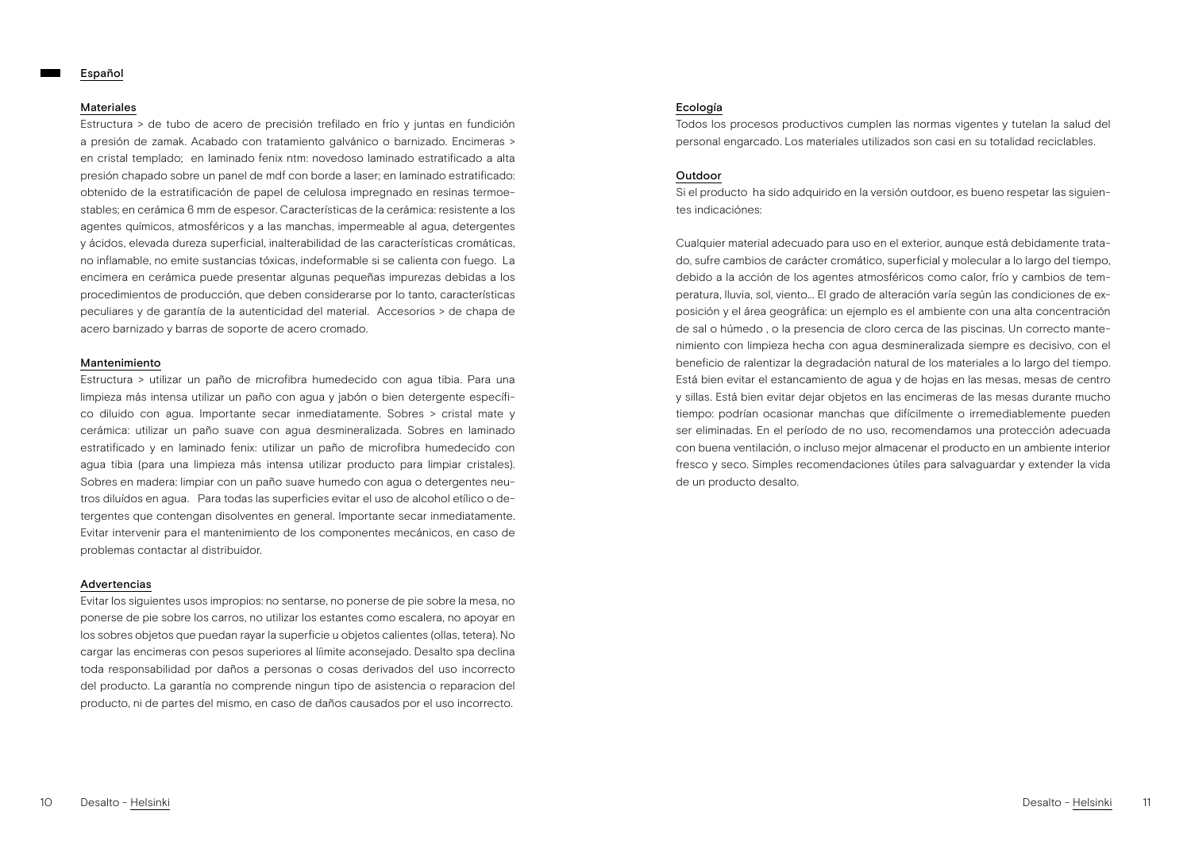## Español

### Materiales

Estructura > de tubo de acero de precisión trefilado en frío y juntas en fundición a presión de zamak. Acabado con tratamiento galvánico o barnizado. Encimeras > en cristal templado; en laminado fenix ntm: novedoso laminado estratificado a alta presión chapado sobre un panel de mdf con borde a laser; en laminado estratificado: obtenido de la estratificación de papel de celulosa impregnado en resinas termoestables; en cerámica 6 mm de espesor. Características de la cerámica: resistente a los agentes químicos, atmosféricos y a las manchas, impermeable al agua, detergentes y ácidos, elevada dureza superficial, inalterabilidad de las características cromáticas, no inflamable, no emite sustancias tóxicas, indeformable si se calienta con fuego. La encimera en cerámica puede presentar algunas pequeñas impurezas debidas a los procedimientos de producción, que deben considerarse por lo tanto, características peculiares y de garantía de la autenticidad del material. Accesorios > de chapa de acero barnizado y barras de soporte de acero cromado.

### Mantenimiento

Estructura > utilizar un paño de microfibra humedecido con agua tibia. Para una limpieza más intensa utilizar un paño con agua y jabón o bien detergente específico diluido con agua. Importante secar inmediatamente. Sobres > cristal mate y cerámica: utilizar un paño suave con agua desmineralizada. Sobres en laminado estratificado y en laminado fenix: utilizar un paño de microfibra humedecido con agua tibia (para una limpieza más intensa utilizar producto para limpiar cristales). Sobres en madera: limpiar con un paño suave humedo con agua o detergentes neutros diluídos en agua. Para todas las superficies evitar el uso de alcohol etílico o detergentes que contengan disolventes en general. Importante secar inmediatamente. Evitar intervenir para el mantenimiento de los componentes mecánicos, en caso de problemas contactar al distribuidor.

### Advertencias

Evitar los siguientes usos impropios: no sentarse, no ponerse de pie sobre la mesa, no ponerse de pie sobre los carros, no utilizar los estantes como escalera, no apoyar en los sobres objetos que puedan rayar la superficie u objetos calientes (ollas, tetera). No cargar las encimeras con pesos superiores al líimite aconsejado. Desalto spa declina toda responsabilidad por daños a personas o cosas derivados del uso incorrecto del producto. La garantía no comprende ningun tipo de asistencia o reparacion del producto, ni de partes del mismo, en caso de daños causados por el uso incorrecto.

### Ecología

Todos los procesos productivos cumplen las normas vigentes y tutelan la salud del personal engarcado. Los materiales utilizados son casi en su totalidad reciclables.

### Outdoor

Si el producto ha sido adquirido en la versión outdoor, es bueno respetar las siguientes indicaciónes:

Cualquier material adecuado para uso en el exterior, aunque está debidamente tratado, sufre cambios de carácter cromático, superficial y molecular a lo largo del tiempo, debido a la acción de los agentes atmosféricos como calor, frío y cambios de temperatura, lluvia, sol, viento... El grado de alteración varía según las condiciones de exposición y el área geográfica: un ejemplo es el ambiente con una alta concentración de sal o húmedo , o la presencia de cloro cerca de las piscinas. Un correcto mantenimiento con limpieza hecha con agua desmineralizada siempre es decisivo, con el beneficio de ralentizar la degradación natural de los materiales a lo largo del tiempo. Está bien evitar el estancamiento de agua y de hojas en las mesas, mesas de centro y sillas. Está bien evitar dejar objetos en las encimeras de las mesas durante mucho tiempo: podrían ocasionar manchas que difícilmente o irremediablemente pueden ser eliminadas. En el período de no uso, recomendamos una protección adecuada con buena ventilación, o incluso mejor almacenar el producto en un ambiente interior fresco y seco. Simples recomendaciones útiles para salvaguardar y extender la vida de un producto desalto.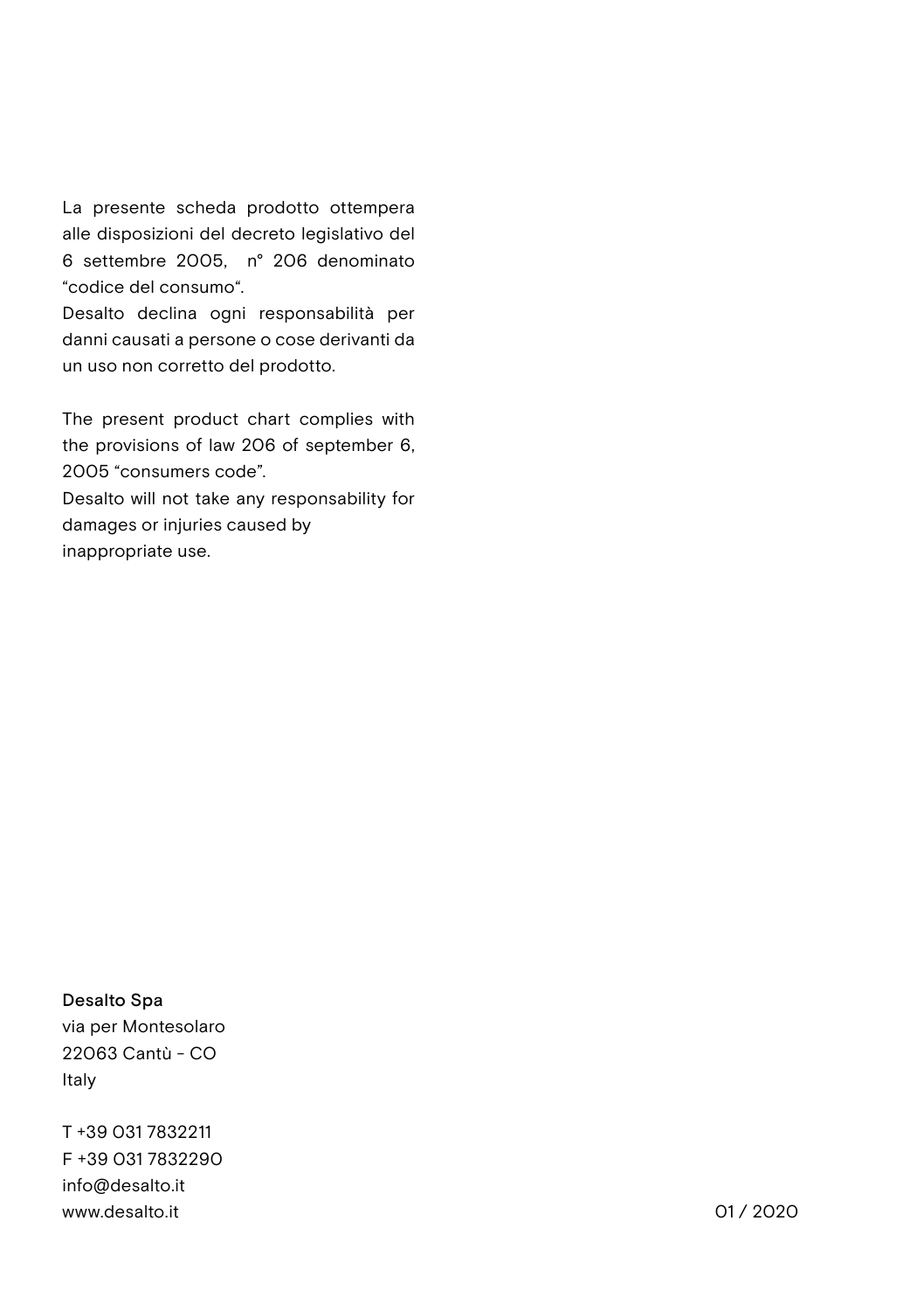La presente scheda prodotto ottempera alle disposizioni del decreto legislativo del 6 settembre 2005, n° 206 denominato “codice del consumo“.
Desalto declina ogni responsabilità per danni causati a persone o cose derivanti da un uso non corretto del prodotto.

The present product chart complies with the provisions of law 206 of september 6, 2005 “consumers code”.
Desalto will not take any responsability for damages or injuries caused by inappropriate use.

**Desalto Spa**
via per Montesolaro
22063 Cantù - CO
Italy

T +39 031 7832211
F +39 031 7832290
info@desalto.it
www.desalto.it

01 / 2020